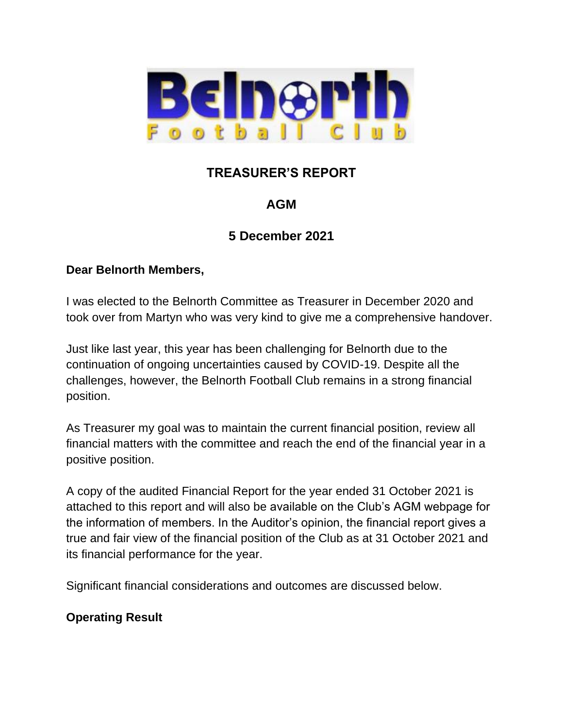# TREASURER'S REPORT

## AGM

## 5 December 2021

**Dear Belnorth Members,**

I was elected to the Belnorth Committee as Treasurer in December 2020 and took over from Martyn who was very kind to give me a comprehensive handover.

Just like last year, this year has been challenging for Belnorth due to the continuation of ongoing uncertainties caused by COVID-19. Despite all the challenges, however, the Belnorth Football Club remains in a strong financial position.

As Treasurer my goal was to maintain the current financial position, review all financial matters with the committee and reach the end of the financial year in a positive position.

A copy of the audited Financial Report for the year ended 31 October 2021 is attached to this report and will also be available on the Club's AGM webpage for the information of members. In the Auditor's opinion, the financial report gives a true and fair view of the financial position of the Club as at 31 October 2021 and its financial performance for the year.

Significant financial considerations and outcomes are discussed below.

**Operating Result**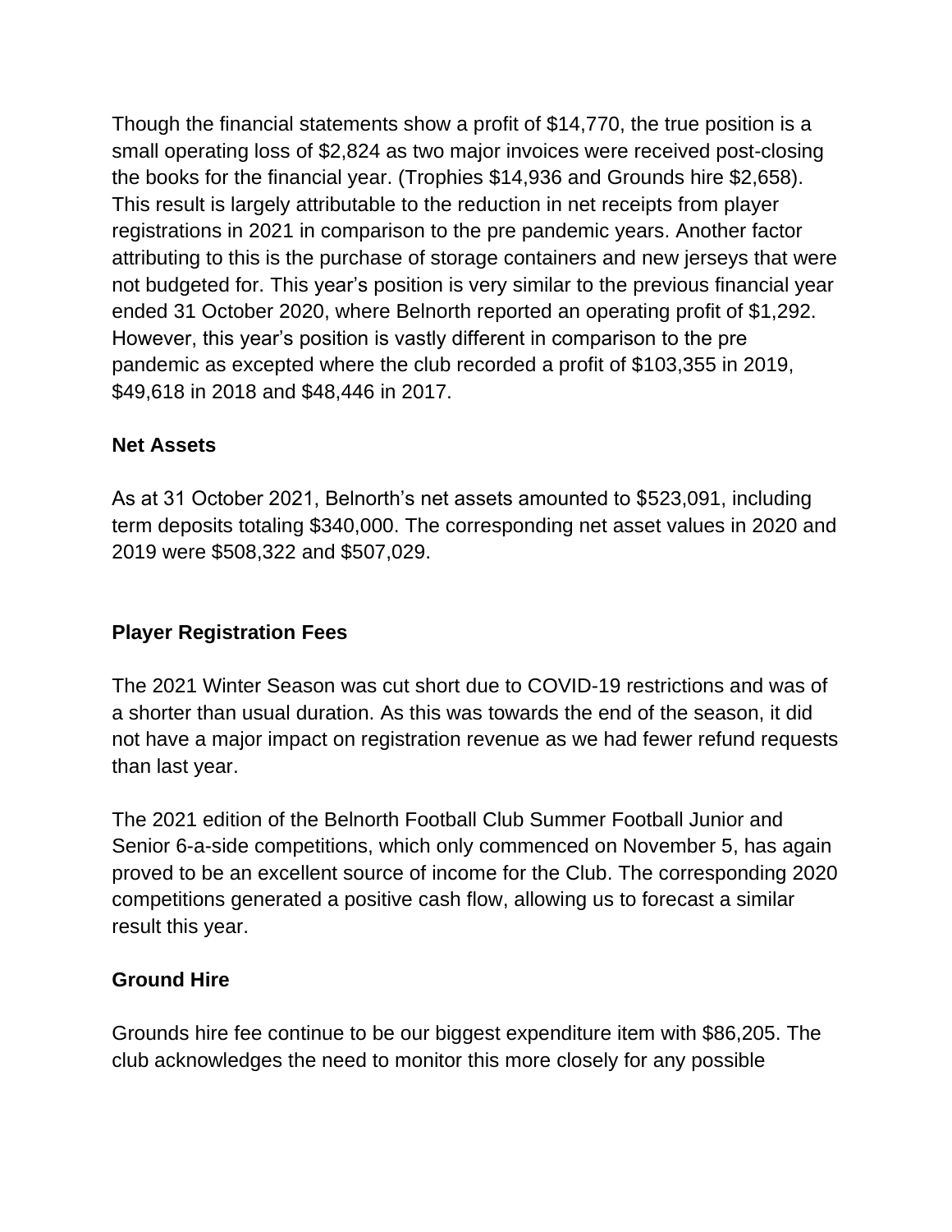Though the financial statements show a profit of $14,770, the true position is a small operating loss of $2,824 as two major invoices were received post-closing the books for the financial year. (Trophies $14,936 and Grounds hire $2,658). This result is largely attributable to the reduction in net receipts from player registrations in 2021 in comparison to the pre pandemic years. Another factor attributing to this is the purchase of storage containers and new jerseys that were not budgeted for. This year's position is very similar to the previous financial year ended 31 October 2020, where Belnorth reported an operating profit of $1,292. However, this year's position is vastly different in comparison to the pre pandemic as excepted where the club recorded a profit of $103,355 in 2019, $49,618 in 2018 and $48,446 in 2017.

**Net Assets**

As at 31 October 2021, Belnorth's net assets amounted to $523,091, including term deposits totaling $340,000. The corresponding net asset values in 2020 and 2019 were $508,322 and $507,029.

**Player Registration Fees**

The 2021 Winter Season was cut short due to COVID-19 restrictions and was of a shorter than usual duration. As this was towards the end of the season, it did not have a major impact on registration revenue as we had fewer refund requests than last year.

The 2021 edition of the Belnorth Football Club Summer Football Junior and Senior 6-a-side competitions, which only commenced on November 5, has again proved to be an excellent source of income for the Club. The corresponding 2020 competitions generated a positive cash flow, allowing us to forecast a similar result this year.

**Ground Hire**

Grounds hire fee continue to be our biggest expenditure item with $86,205. The club acknowledges the need to monitor this more closely for any possible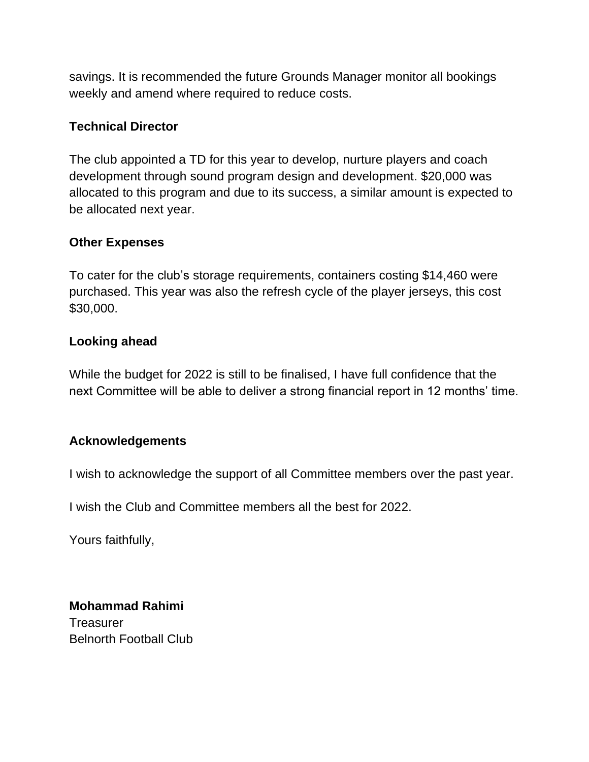savings. It is recommended the future Grounds Manager monitor all bookings weekly and amend where required to reduce costs.

**Technical Director**

The club appointed a TD for this year to develop, nurture players and coach development through sound program design and development. $20,000 was allocated to this program and due to its success, a similar amount is expected to be allocated next year.

**Other Expenses**

To cater for the club's storage requirements, containers costing $14,460 were purchased. This year was also the refresh cycle of the player jerseys, this cost $30,000.

**Looking ahead**

While the budget for 2022 is still to be finalised, I have full confidence that the next Committee will be able to deliver a strong financial report in 12 months' time.

**Acknowledgements**

I wish to acknowledge the support of all Committee members over the past year.

I wish the Club and Committee members all the best for 2022.

Yours faithfully,

**Mohammad Rahimi**
Treasurer
Belnorth Football Club